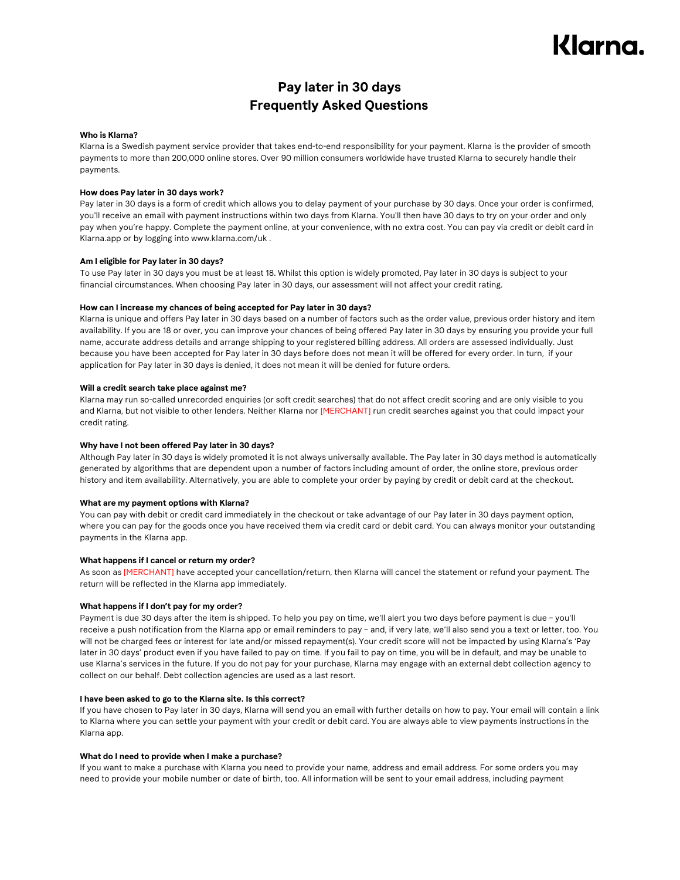Klarna.

# Pay later in 30 days
# Frequently Asked Questions

**Who is Klarna?**
Klarna is a Swedish payment service provider that takes end-to-end responsibility for your payment. Klarna is the provider of smooth payments to more than 200,000 online stores. Over 90 million consumers worldwide have trusted Klarna to securely handle their payments.

**How does Pay later in 30 days work?**
Pay later in 30 days is a form of credit which allows you to delay payment of your purchase by 30 days. Once your order is confirmed, you'll receive an email with payment instructions within two days from Klarna. You'll then have 30 days to try on your order and only pay when you're happy. Complete the payment online, at your convenience, with no extra cost. You can pay via credit or debit card in Klarna.app or by logging into www.klarna.com/uk .

**Am I eligible for Pay later in 30 days?**
To use Pay later in 30 days you must be at least 18. Whilst this option is widely promoted, Pay later in 30 days is subject to your financial circumstances. When choosing Pay later in 30 days, our assessment will not affect your credit rating.

**How can I increase my chances of being accepted for Pay later in 30 days?**
Klarna is unique and offers Pay later in 30 days based on a number of factors such as the order value, previous order history and item availability. If you are 18 or over, you can improve your chances of being offered Pay later in 30 days by ensuring you provide your full name, accurate address details and arrange shipping to your registered billing address. All orders are assessed individually. Just because you have been accepted for Pay later in 30 days before does not mean it will be offered for every order. In turn, if your application for Pay later in 30 days is denied, it does not mean it will be denied for future orders.

**Will a credit search take place against me?**
Klarna may run so-called unrecorded enquiries (or soft credit searches) that do not affect credit scoring and are only visible to you and Klarna, but not visible to other lenders. Neither Klarna nor [MERCHANT] run credit searches against you that could impact your credit rating.

**Why have I not been offered Pay later in 30 days?**
Although Pay later in 30 days is widely promoted it is not always universally available. The Pay later in 30 days method is automatically generated by algorithms that are dependent upon a number of factors including amount of order, the online store, previous order history and item availability. Alternatively, you are able to complete your order by paying by credit or debit card at the checkout.

**What are my payment options with Klarna?**
You can pay with debit or credit card immediately in the checkout or take advantage of our Pay later in 30 days payment option, where you can pay for the goods once you have received them via credit card or debit card. You can always monitor your outstanding payments in the Klarna app.

**What happens if I cancel or return my order?**
As soon as [MERCHANT] have accepted your cancellation/return, then Klarna will cancel the statement or refund your payment. The return will be reflected in the Klarna app immediately.

**What happens if I don't pay for my order?**
Payment is due 30 days after the item is shipped. To help you pay on time, we'll alert you two days before payment is due – you'll receive a push notification from the Klarna app or email reminders to pay – and, if very late, we'll also send you a text or letter, too. You will not be charged fees or interest for late and/or missed repayment(s). Your credit score will not be impacted by using Klarna's 'Pay later in 30 days' product even if you have failed to pay on time. If you fail to pay on time, you will be in default, and may be unable to use Klarna's services in the future. If you do not pay for your purchase, Klarna may engage with an external debt collection agency to collect on our behalf. Debt collection agencies are used as a last resort.

**I have been asked to go to the Klarna site. Is this correct?**
If you have chosen to Pay later in 30 days, Klarna will send you an email with further details on how to pay. Your email will contain a link to Klarna where you can settle your payment with your credit or debit card. You are always able to view payments instructions in the Klarna app.

**What do I need to provide when I make a purchase?**
If you want to make a purchase with Klarna you need to provide your name, address and email address. For some orders you may need to provide your mobile number or date of birth, too. All information will be sent to your email address, including payment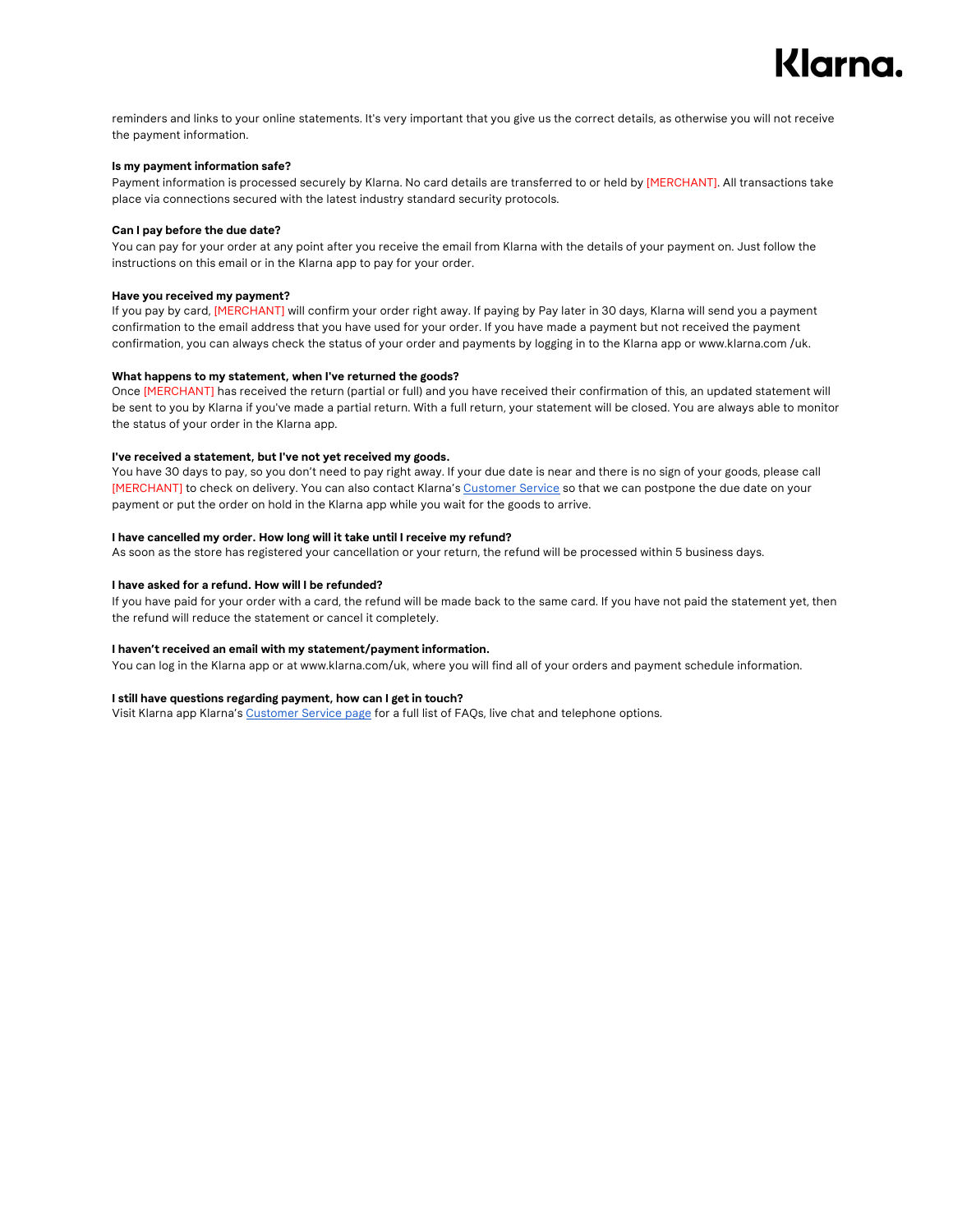reminders and links to your online statements. It's very important that you give us the correct details, as otherwise you will not receive the payment information.

**Is my payment information safe?**
Payment information is processed securely by Klarna. No card details are transferred to or held by [MERCHANT]. All transactions take place via connections secured with the latest industry standard security protocols.

**Can I pay before the due date?**
You can pay for your order at any point after you receive the email from Klarna with the details of your payment on. Just follow the instructions on this email or in the Klarna app to pay for your order.

**Have you received my payment?**
If you pay by card, [MERCHANT] will confirm your order right away. If paying by Pay later in 30 days, Klarna will send you a payment confirmation to the email address that you have used for your order. If you have made a payment but not received the payment confirmation, you can always check the status of your order and payments by logging in to the Klarna app or www.klarna.com /uk.

**What happens to my statement, when I've returned the goods?**
Once [MERCHANT] has received the return (partial or full) and you have received their confirmation of this, an updated statement will be sent to you by Klarna if you've made a partial return. With a full return, your statement will be closed. You are always able to monitor the status of your order in the Klarna app.

**I've received a statement, but I've not yet received my goods.**
You have 30 days to pay, so you don't need to pay right away. If your due date is near and there is no sign of your goods, please call [MERCHANT] to check on delivery. You can also contact Klarna's Customer Service so that we can postpone the due date on your payment or put the order on hold in the Klarna app while you wait for the goods to arrive.

**I have cancelled my order. How long will it take until I receive my refund?**
As soon as the store has registered your cancellation or your return, the refund will be processed within 5 business days.

**I have asked for a refund. How will I be refunded?**
If you have paid for your order with a card, the refund will be made back to the same card. If you have not paid the statement yet, then the refund will reduce the statement or cancel it completely.

**I haven't received an email with my statement/payment information.**
You can log in the Klarna app or at www.klarna.com/uk, where you will find all of your orders and payment schedule information.

**I still have questions regarding payment, how can I get in touch?**
Visit Klarna app Klarna's Customer Service page for a full list of FAQs, live chat and telephone options.